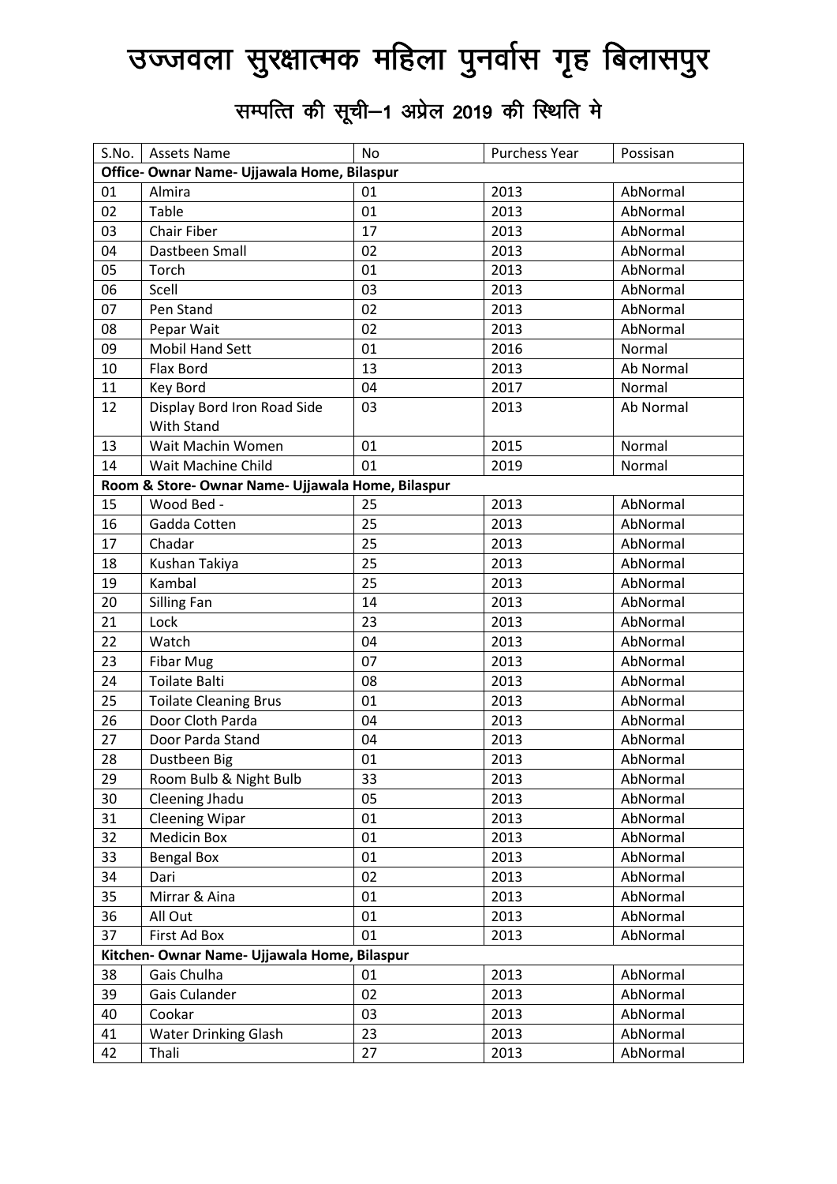# उज्जवला सुरक्षात्मक महिला पुनर्वास गृह बिलासपुर

## सम्पत्ति की सूची–1 अप्रेल 2019 की स्थिति मे

| S.No. | Assets Name | No | Purchess Year | Possisan |
|---|---|---|---|---|
| **Office- Ownar Name- Ujjawala Home, Bilaspur** | | | | |
| 01 | Almira | 01 | 2013 | AbNormal |
| 02 | Table | 01 | 2013 | AbNormal |
| 03 | Chair Fiber | 17 | 2013 | AbNormal |
| 04 | Dastbeen Small | 02 | 2013 | AbNormal |
| 05 | Torch | 01 | 2013 | AbNormal |
| 06 | Scell | 03 | 2013 | AbNormal |
| 07 | Pen Stand | 02 | 2013 | AbNormal |
| 08 | Pepar Wait | 02 | 2013 | AbNormal |
| 09 | Mobil Hand Sett | 01 | 2016 | Normal |
| 10 | Flax Bord | 13 | 2013 | Ab Normal |
| 11 | Key Bord | 04 | 2017 | Normal |
| 12 | Display Bord Iron Road Side With Stand | 03 | 2013 | Ab Normal |
| 13 | Wait Machin Women | 01 | 2015 | Normal |
| 14 | Wait Machine Child | 01 | 2019 | Normal |
| **Room & Store- Ownar Name- Ujjawala Home, Bilaspur** | | | | |
| 15 | Wood Bed - | 25 | 2013 | AbNormal |
| 16 | Gadda Cotten | 25 | 2013 | AbNormal |
| 17 | Chadar | 25 | 2013 | AbNormal |
| 18 | Kushan Takiya | 25 | 2013 | AbNormal |
| 19 | Kambal | 25 | 2013 | AbNormal |
| 20 | Silling Fan | 14 | 2013 | AbNormal |
| 21 | Lock | 23 | 2013 | AbNormal |
| 22 | Watch | 04 | 2013 | AbNormal |
| 23 | Fibar Mug | 07 | 2013 | AbNormal |
| 24 | Toilate Balti | 08 | 2013 | AbNormal |
| 25 | Toilate Cleaning Brus | 01 | 2013 | AbNormal |
| 26 | Door Cloth Parda | 04 | 2013 | AbNormal |
| 27 | Door Parda Stand | 04 | 2013 | AbNormal |
| 28 | Dustbeen Big | 01 | 2013 | AbNormal |
| 29 | Room Bulb & Night Bulb | 33 | 2013 | AbNormal |
| 30 | Cleening Jhadu | 05 | 2013 | AbNormal |
| 31 | Cleening Wipar | 01 | 2013 | AbNormal |
| 32 | Medicin Box | 01 | 2013 | AbNormal |
| 33 | Bengal Box | 01 | 2013 | AbNormal |
| 34 | Dari | 02 | 2013 | AbNormal |
| 35 | Mirrar & Aina | 01 | 2013 | AbNormal |
| 36 | All Out | 01 | 2013 | AbNormal |
| 37 | First Ad Box | 01 | 2013 | AbNormal |
| **Kitchen- Ownar Name- Ujjawala Home, Bilaspur** | | | | |
| 38 | Gais Chulha | 01 | 2013 | AbNormal |
| 39 | Gais Culander | 02 | 2013 | AbNormal |
| 40 | Cookar | 03 | 2013 | AbNormal |
| 41 | Water Drinking Glash | 23 | 2013 | AbNormal |
| 42 | Thali | 27 | 2013 | AbNormal |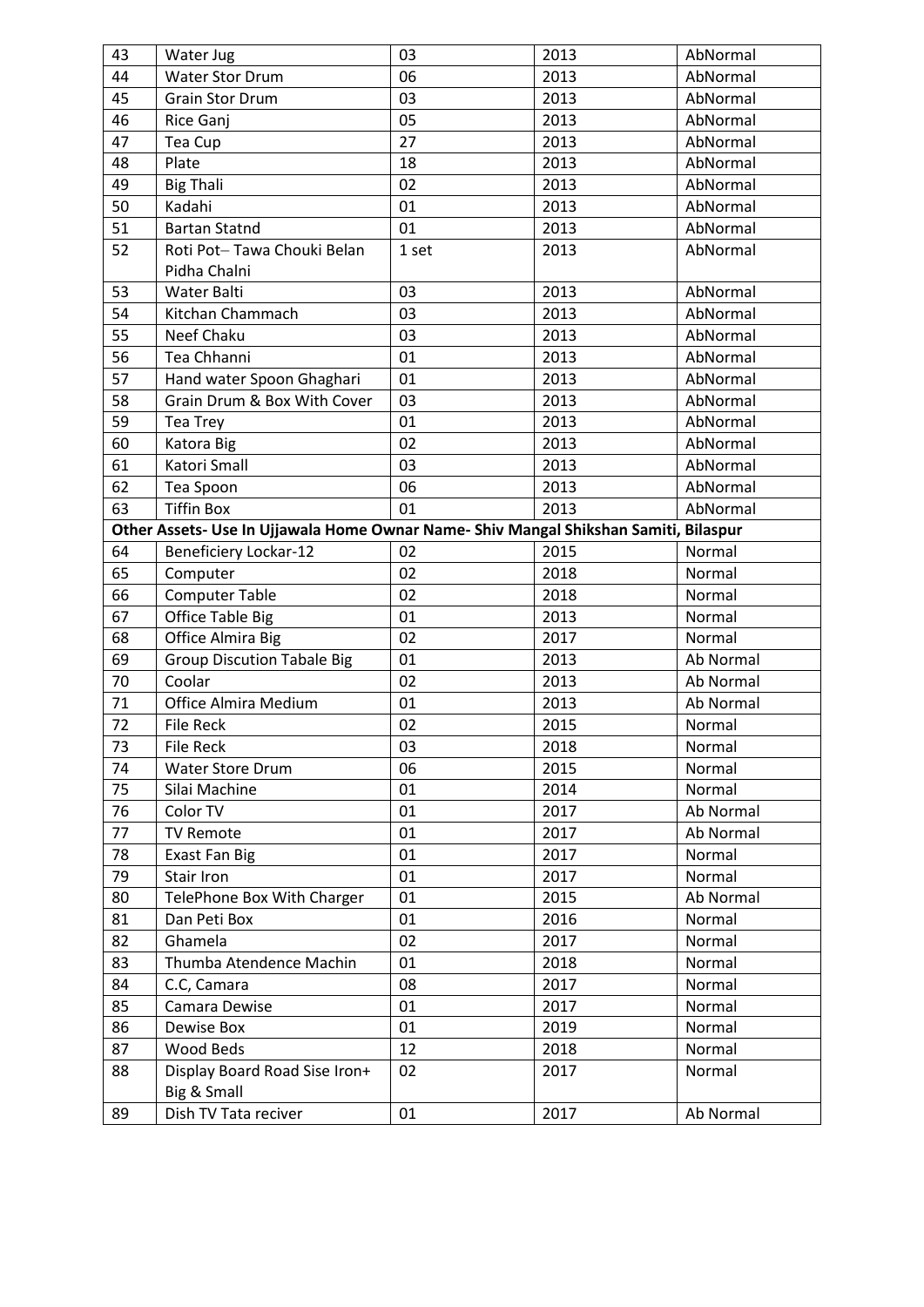| | | | | |
|---|---|---|---|---|
| 43 | Water Jug | 03 | 2013 | AbNormal |
| 44 | Water Stor Drum | 06 | 2013 | AbNormal |
| 45 | Grain Stor Drum | 03 | 2013 | AbNormal |
| 46 | Rice Ganj | 05 | 2013 | AbNormal |
| 47 | Tea Cup | 27 | 2013 | AbNormal |
| 48 | Plate | 18 | 2013 | AbNormal |
| 49 | Big Thali | 02 | 2013 | AbNormal |
| 50 | Kadahi | 01 | 2013 | AbNormal |
| 51 | Bartan Statnd | 01 | 2013 | AbNormal |
| 52 | Roti Pot– Tawa Chouki Belan Pidha Chalni | 1 set | 2013 | AbNormal |
| 53 | Water Balti | 03 | 2013 | AbNormal |
| 54 | Kitchan Chammach | 03 | 2013 | AbNormal |
| 55 | Neef Chaku | 03 | 2013 | AbNormal |
| 56 | Tea Chhanni | 01 | 2013 | AbNormal |
| 57 | Hand water Spoon Ghaghari | 01 | 2013 | AbNormal |
| 58 | Grain Drum & Box With Cover | 03 | 2013 | AbNormal |
| 59 | Tea Trey | 01 | 2013 | AbNormal |
| 60 | Katora Big | 02 | 2013 | AbNormal |
| 61 | Katori Small | 03 | 2013 | AbNormal |
| 62 | Tea Spoon | 06 | 2013 | AbNormal |
| 63 | Tiffin Box | 01 | 2013 | AbNormal |
| **Other Assets- Use In Ujjawala Home Ownar Name- Shiv Mangal Shikshan Samiti, Bilaspur** | | | | |
| 64 | Beneficiery Lockar-12 | 02 | 2015 | Normal |
| 65 | Computer | 02 | 2018 | Normal |
| 66 | Computer Table | 02 | 2018 | Normal |
| 67 | Office Table Big | 01 | 2013 | Normal |
| 68 | Office Almira Big | 02 | 2017 | Normal |
| 69 | Group Discution Tabale Big | 01 | 2013 | Ab Normal |
| 70 | Coolar | 02 | 2013 | Ab Normal |
| 71 | Office Almira Medium | 01 | 2013 | Ab Normal |
| 72 | File Reck | 02 | 2015 | Normal |
| 73 | File Reck | 03 | 2018 | Normal |
| 74 | Water Store Drum | 06 | 2015 | Normal |
| 75 | Silai Machine | 01 | 2014 | Normal |
| 76 | Color TV | 01 | 2017 | Ab Normal |
| 77 | TV Remote | 01 | 2017 | Ab Normal |
| 78 | Exast Fan Big | 01 | 2017 | Normal |
| 79 | Stair Iron | 01 | 2017 | Normal |
| 80 | TelePhone Box With Charger | 01 | 2015 | Ab Normal |
| 81 | Dan Peti Box | 01 | 2016 | Normal |
| 82 | Ghamela | 02 | 2017 | Normal |
| 83 | Thumba Atendence Machin | 01 | 2018 | Normal |
| 84 | C.C, Camara | 08 | 2017 | Normal |
| 85 | Camara Dewise | 01 | 2017 | Normal |
| 86 | Dewise Box | 01 | 2019 | Normal |
| 87 | Wood Beds | 12 | 2018 | Normal |
| 88 | Display Board Road Sise Iron+ Big & Small | 02 | 2017 | Normal |
| 89 | Dish TV Tata reciver | 01 | 2017 | Ab Normal |